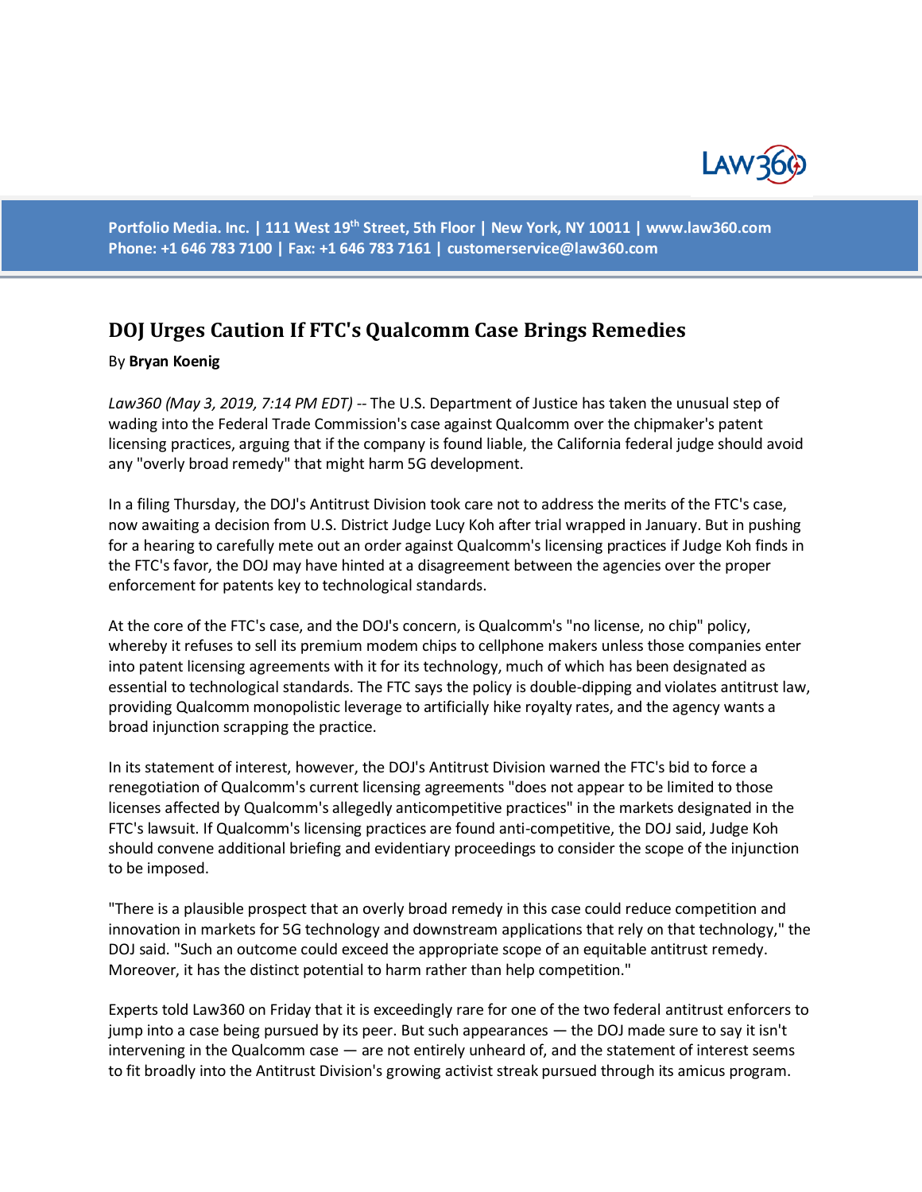Portfolio Media. Inc. | 111 West 19th Street, 5th Floor | New York, NY 10011 | www.law360.com
Phone: +1 646 783 7100 | Fax: +1 646 783 7161 | customerservice@law360.com

# DOJ Urges Caution If FTC's Qualcomm Case Brings Remedies

By **Bryan Koenig**

*Law360 (May 3, 2019, 7:14 PM EDT)* -- The U.S. Department of Justice has taken the unusual step of wading into the Federal Trade Commission's case against Qualcomm over the chipmaker's patent licensing practices, arguing that if the company is found liable, the California federal judge should avoid any "overly broad remedy" that might harm 5G development.

In a filing Thursday, the DOJ's Antitrust Division took care not to address the merits of the FTC's case, now awaiting a decision from U.S. District Judge Lucy Koh after trial wrapped in January. But in pushing for a hearing to carefully mete out an order against Qualcomm's licensing practices if Judge Koh finds in the FTC's favor, the DOJ may have hinted at a disagreement between the agencies over the proper enforcement for patents key to technological standards.

At the core of the FTC's case, and the DOJ's concern, is Qualcomm's "no license, no chip" policy, whereby it refuses to sell its premium modem chips to cellphone makers unless those companies enter into patent licensing agreements with it for its technology, much of which has been designated as essential to technological standards. The FTC says the policy is double-dipping and violates antitrust law, providing Qualcomm monopolistic leverage to artificially hike royalty rates, and the agency wants a broad injunction scrapping the practice.

In its statement of interest, however, the DOJ's Antitrust Division warned the FTC's bid to force a renegotiation of Qualcomm's current licensing agreements "does not appear to be limited to those licenses affected by Qualcomm's allegedly anticompetitive practices" in the markets designated in the FTC's lawsuit. If Qualcomm's licensing practices are found anti-competitive, the DOJ said, Judge Koh should convene additional briefing and evidentiary proceedings to consider the scope of the injunction to be imposed.

"There is a plausible prospect that an overly broad remedy in this case could reduce competition and innovation in markets for 5G technology and downstream applications that rely on that technology," the DOJ said. "Such an outcome could exceed the appropriate scope of an equitable antitrust remedy. Moreover, it has the distinct potential to harm rather than help competition."

Experts told Law360 on Friday that it is exceedingly rare for one of the two federal antitrust enforcers to jump into a case being pursued by its peer. But such appearances — the DOJ made sure to say it isn't intervening in the Qualcomm case — are not entirely unheard of, and the statement of interest seems to fit broadly into the Antitrust Division's growing activist streak pursued through its amicus program.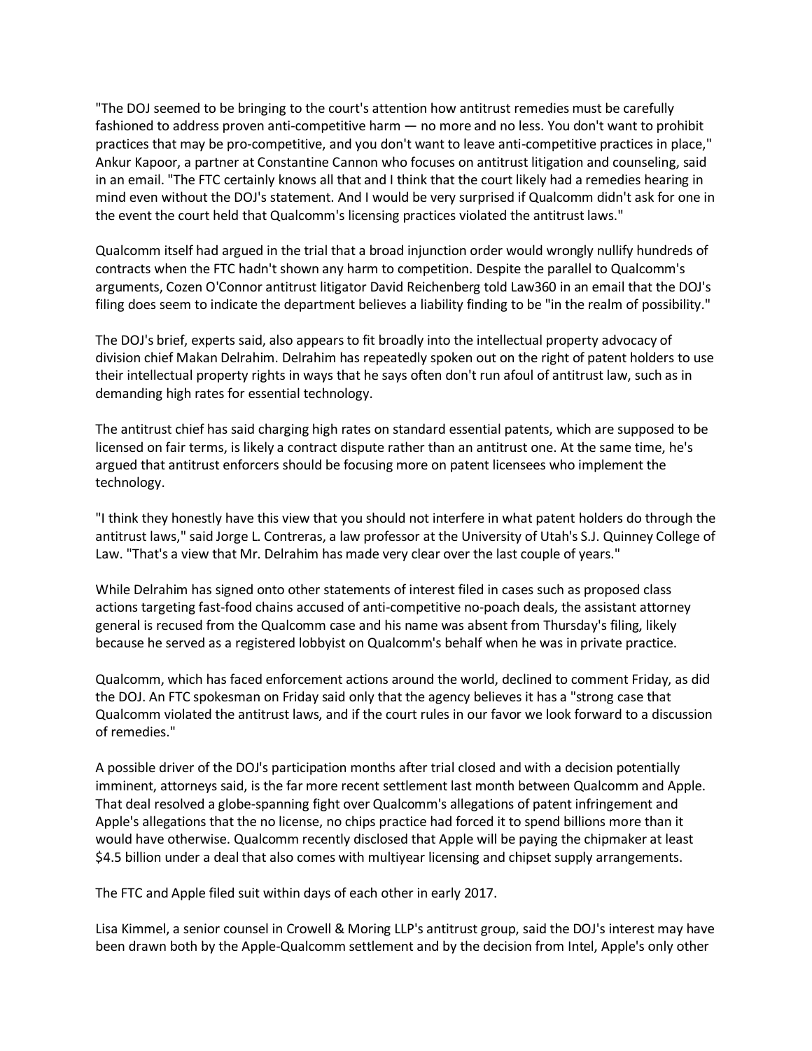"The DOJ seemed to be bringing to the court's attention how antitrust remedies must be carefully fashioned to address proven anti-competitive harm — no more and no less. You don't want to prohibit practices that may be pro-competitive, and you don't want to leave anti-competitive practices in place," Ankur Kapoor, a partner at Constantine Cannon who focuses on antitrust litigation and counseling, said in an email. "The FTC certainly knows all that and I think that the court likely had a remedies hearing in mind even without the DOJ's statement. And I would be very surprised if Qualcomm didn't ask for one in the event the court held that Qualcomm's licensing practices violated the antitrust laws."

Qualcomm itself had argued in the trial that a broad injunction order would wrongly nullify hundreds of contracts when the FTC hadn't shown any harm to competition. Despite the parallel to Qualcomm's arguments, Cozen O'Connor antitrust litigator David Reichenberg told Law360 in an email that the DOJ's filing does seem to indicate the department believes a liability finding to be "in the realm of possibility."

The DOJ's brief, experts said, also appears to fit broadly into the intellectual property advocacy of division chief Makan Delrahim. Delrahim has repeatedly spoken out on the right of patent holders to use their intellectual property rights in ways that he says often don't run afoul of antitrust law, such as in demanding high rates for essential technology.

The antitrust chief has said charging high rates on standard essential patents, which are supposed to be licensed on fair terms, is likely a contract dispute rather than an antitrust one. At the same time, he's argued that antitrust enforcers should be focusing more on patent licensees who implement the technology.

"I think they honestly have this view that you should not interfere in what patent holders do through the antitrust laws," said Jorge L. Contreras, a law professor at the University of Utah's S.J. Quinney College of Law. "That's a view that Mr. Delrahim has made very clear over the last couple of years."

While Delrahim has signed onto other statements of interest filed in cases such as proposed class actions targeting fast-food chains accused of anti-competitive no-poach deals, the assistant attorney general is recused from the Qualcomm case and his name was absent from Thursday's filing, likely because he served as a registered lobbyist on Qualcomm's behalf when he was in private practice.

Qualcomm, which has faced enforcement actions around the world, declined to comment Friday, as did the DOJ. An FTC spokesman on Friday said only that the agency believes it has a "strong case that Qualcomm violated the antitrust laws, and if the court rules in our favor we look forward to a discussion of remedies."

A possible driver of the DOJ's participation months after trial closed and with a decision potentially imminent, attorneys said, is the far more recent settlement last month between Qualcomm and Apple. That deal resolved a globe-spanning fight over Qualcomm's allegations of patent infringement and Apple's allegations that the no license, no chips practice had forced it to spend billions more than it would have otherwise. Qualcomm recently disclosed that Apple will be paying the chipmaker at least $4.5 billion under a deal that also comes with multiyear licensing and chipset supply arrangements.

The FTC and Apple filed suit within days of each other in early 2017.

Lisa Kimmel, a senior counsel in Crowell & Moring LLP's antitrust group, said the DOJ's interest may have been drawn both by the Apple-Qualcomm settlement and by the decision from Intel, Apple's only other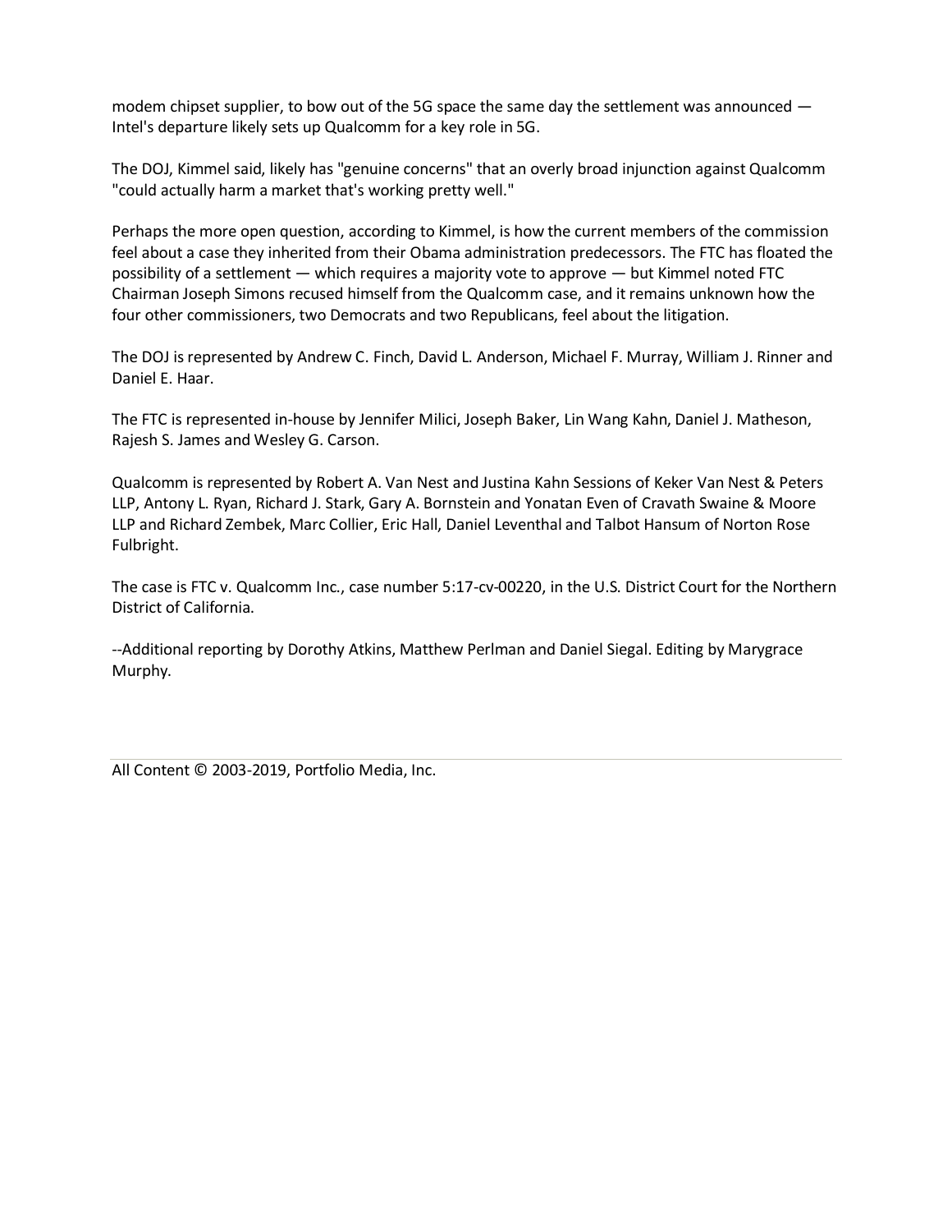modem chipset supplier, to bow out of the 5G space the same day the settlement was announced — Intel's departure likely sets up Qualcomm for a key role in 5G.

The DOJ, Kimmel said, likely has "genuine concerns" that an overly broad injunction against Qualcomm "could actually harm a market that's working pretty well."

Perhaps the more open question, according to Kimmel, is how the current members of the commission feel about a case they inherited from their Obama administration predecessors. The FTC has floated the possibility of a settlement — which requires a majority vote to approve — but Kimmel noted FTC Chairman Joseph Simons recused himself from the Qualcomm case, and it remains unknown how the four other commissioners, two Democrats and two Republicans, feel about the litigation.

The DOJ is represented by Andrew C. Finch, David L. Anderson, Michael F. Murray, William J. Rinner and Daniel E. Haar.

The FTC is represented in-house by Jennifer Milici, Joseph Baker, Lin Wang Kahn, Daniel J. Matheson, Rajesh S. James and Wesley G. Carson.

Qualcomm is represented by Robert A. Van Nest and Justina Kahn Sessions of Keker Van Nest & Peters LLP, Antony L. Ryan, Richard J. Stark, Gary A. Bornstein and Yonatan Even of Cravath Swaine & Moore LLP and Richard Zembek, Marc Collier, Eric Hall, Daniel Leventhal and Talbot Hansum of Norton Rose Fulbright.

The case is FTC v. Qualcomm Inc., case number 5:17-cv-00220, in the U.S. District Court for the Northern District of California.

--Additional reporting by Dorothy Atkins, Matthew Perlman and Daniel Siegal. Editing by Marygrace Murphy.

All Content © 2003-2019, Portfolio Media, Inc.